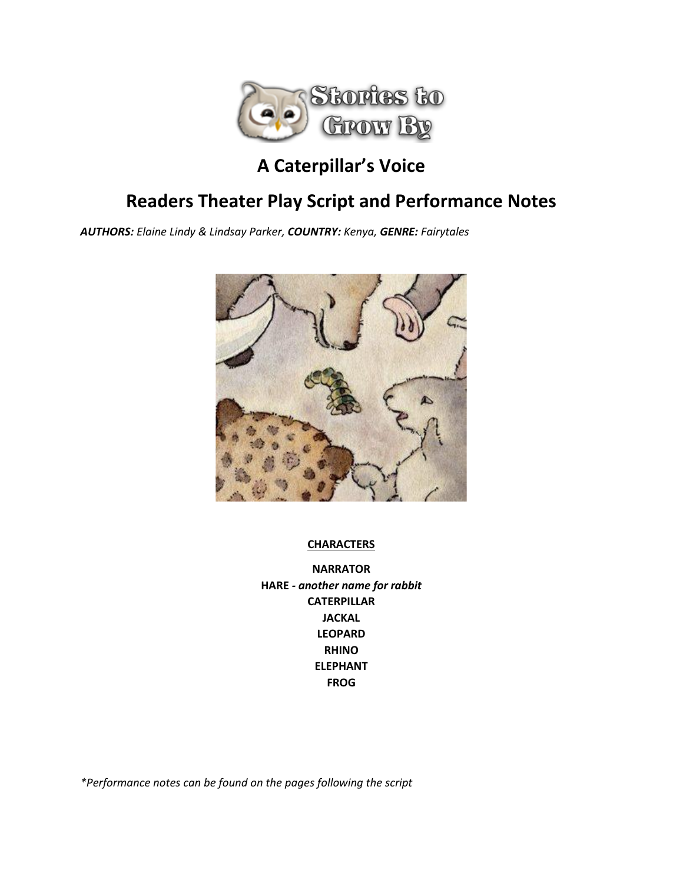# A Caterpillar's Voice

## Readers Theater Play Script and Performance Notes

***AUTHORS:** Elaine Lindy & Lindsay Parker, **COUNTRY:** Kenya, **GENRE:** Fairytales*

**CHARACTERS**

**NARRATOR**
**HARE - *another name for rabbit***
**CATERPILLAR**
**JACKAL**
**LEOPARD**
**RHINO**
**ELEPHANT**
**FROG**

*\*Performance notes can be found on the pages following the script*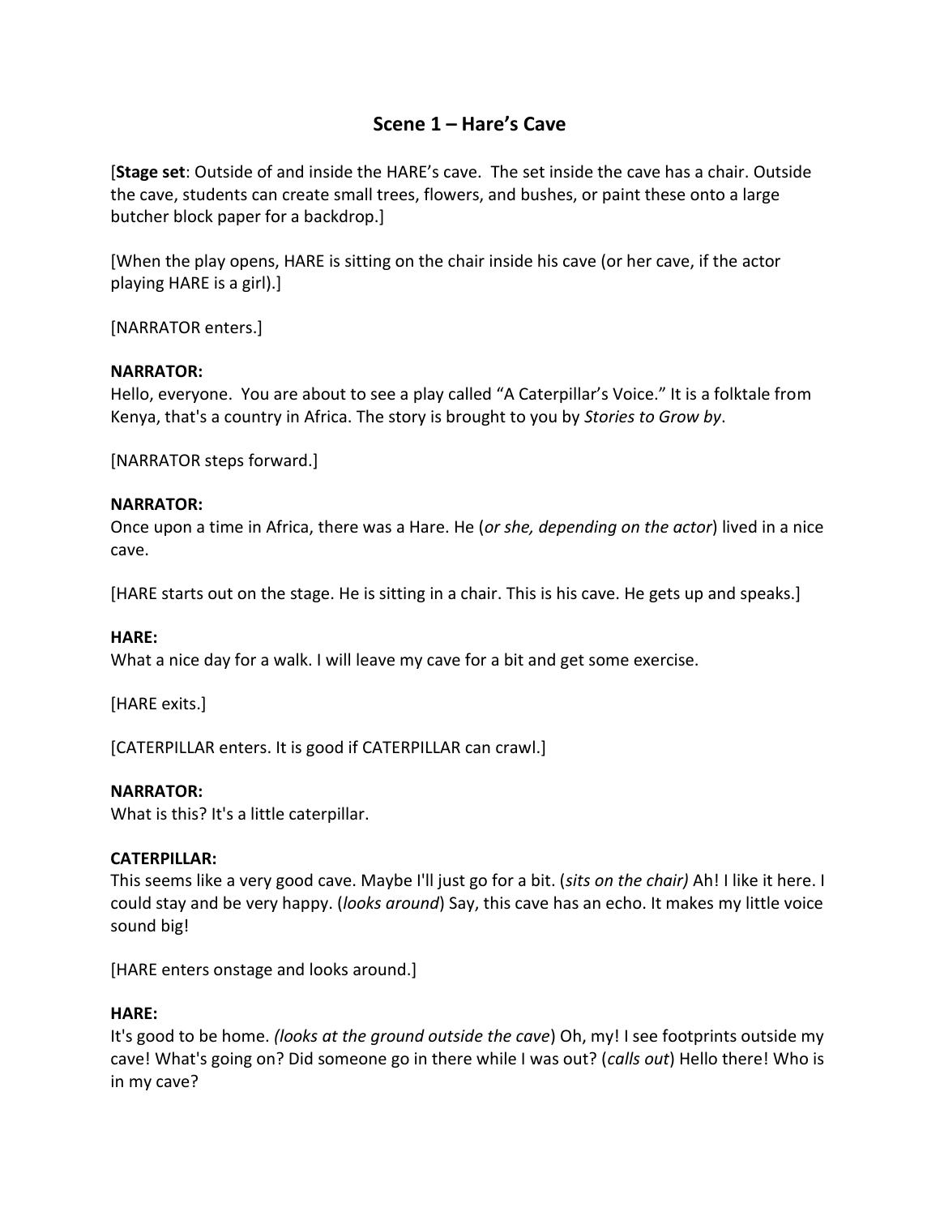## Scene 1 – Hare's Cave

[**Stage set**: Outside of and inside the HARE's cave. The set inside the cave has a chair. Outside the cave, students can create small trees, flowers, and bushes, or paint these onto a large butcher block paper for a backdrop.]

[When the play opens, HARE is sitting on the chair inside his cave (or her cave, if the actor playing HARE is a girl).]

[NARRATOR enters.]

**NARRATOR:**
Hello, everyone. You are about to see a play called "A Caterpillar's Voice." It is a folktale from Kenya, that's a country in Africa. The story is brought to you by *Stories to Grow by*.

[NARRATOR steps forward.]

**NARRATOR:**
Once upon a time in Africa, there was a Hare. He (*or she, depending on the actor*) lived in a nice cave.

[HARE starts out on the stage. He is sitting in a chair. This is his cave. He gets up and speaks.]

**HARE:**
What a nice day for a walk. I will leave my cave for a bit and get some exercise.

[HARE exits.]

[CATERPILLAR enters. It is good if CATERPILLAR can crawl.]

**NARRATOR:**
What is this? It's a little caterpillar.

**CATERPILLAR:**
This seems like a very good cave. Maybe I'll just go for a bit. (*sits on the chair*) Ah! I like it here. I could stay and be very happy. (*looks around*) Say, this cave has an echo. It makes my little voice sound big!

[HARE enters onstage and looks around.]

**HARE:**
It's good to be home. *(looks at the ground outside the cave*) Oh, my! I see footprints outside my cave! What's going on? Did someone go in there while I was out? (*calls out*) Hello there! Who is in my cave?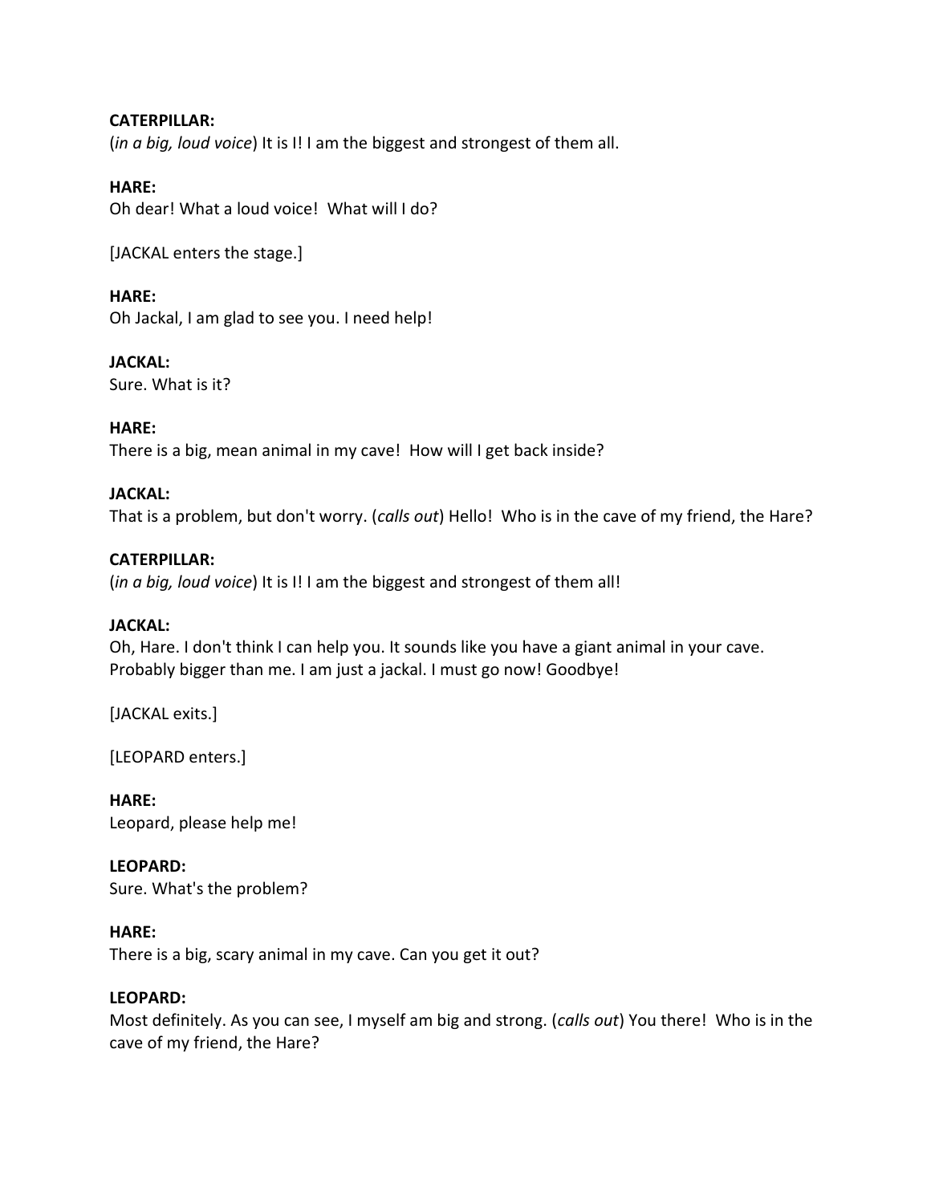**CATERPILLAR:**
(*in a big, loud voice*) It is I! I am the biggest and strongest of them all.

**HARE:**
Oh dear! What a loud voice! What will I do?

[JACKAL enters the stage.]

**HARE:**
Oh Jackal, I am glad to see you. I need help!

**JACKAL:**
Sure. What is it?

**HARE:**
There is a big, mean animal in my cave! How will I get back inside?

**JACKAL:**
That is a problem, but don't worry. (*calls out*) Hello! Who is in the cave of my friend, the Hare?

**CATERPILLAR:**
(*in a big, loud voice*) It is I! I am the biggest and strongest of them all!

**JACKAL:**
Oh, Hare. I don't think I can help you. It sounds like you have a giant animal in your cave. Probably bigger than me. I am just a jackal. I must go now! Goodbye!

[JACKAL exits.]

[LEOPARD enters.]

**HARE:**
Leopard, please help me!

**LEOPARD:**
Sure. What's the problem?

**HARE:**
There is a big, scary animal in my cave. Can you get it out?

**LEOPARD:**
Most definitely. As you can see, I myself am big and strong. (*calls out*) You there! Who is in the cave of my friend, the Hare?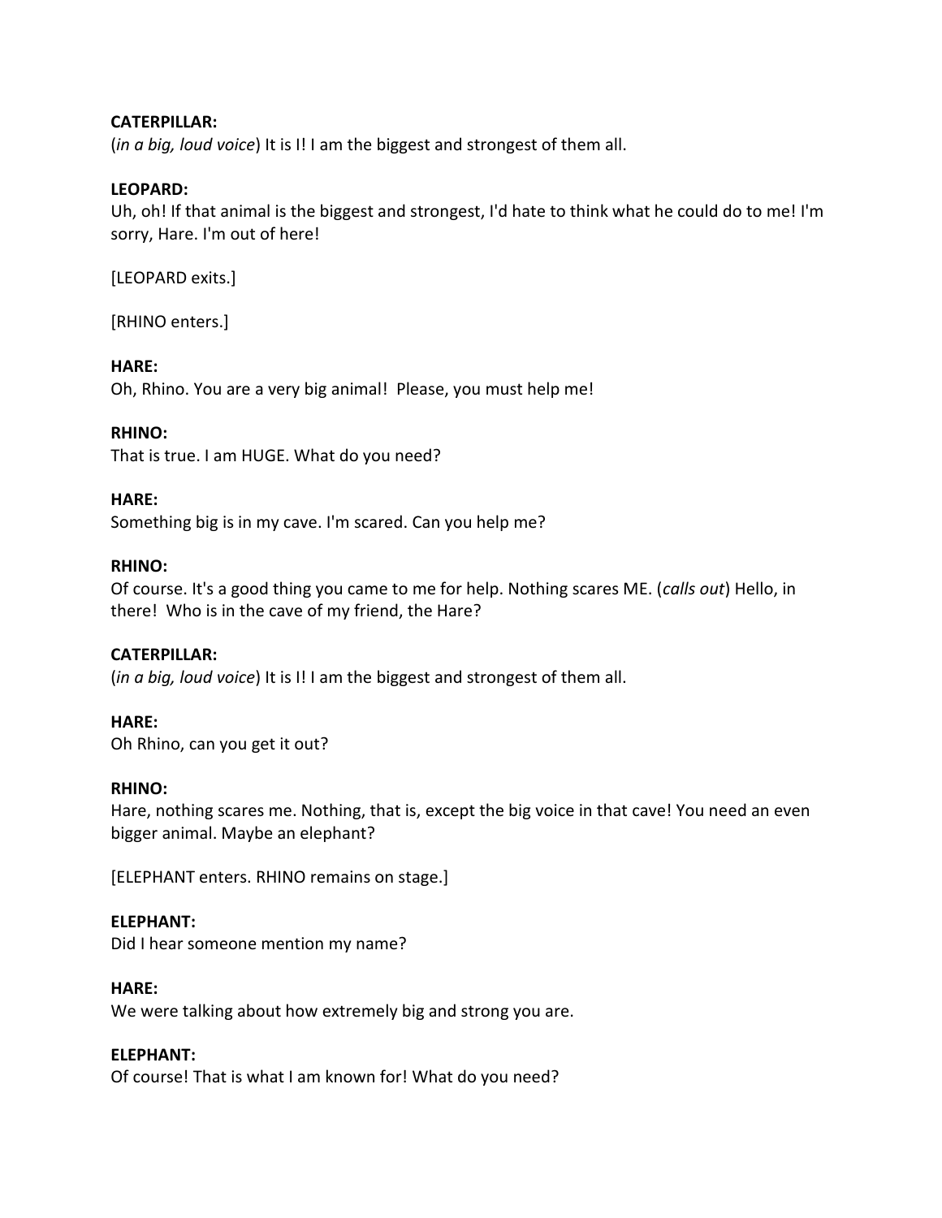**CATERPILLAR:**
(*in a big, loud voice*) It is I! I am the biggest and strongest of them all.

**LEOPARD:**
Uh, oh! If that animal is the biggest and strongest, I'd hate to think what he could do to me! I'm sorry, Hare. I'm out of here!

[LEOPARD exits.]

[RHINO enters.]

**HARE:**
Oh, Rhino. You are a very big animal! Please, you must help me!

**RHINO:**
That is true. I am HUGE. What do you need?

**HARE:**
Something big is in my cave. I'm scared. Can you help me?

**RHINO:**
Of course. It's a good thing you came to me for help. Nothing scares ME. (*calls out*) Hello, in there! Who is in the cave of my friend, the Hare?

**CATERPILLAR:**
(*in a big, loud voice*) It is I! I am the biggest and strongest of them all.

**HARE:**
Oh Rhino, can you get it out?

**RHINO:**
Hare, nothing scares me. Nothing, that is, except the big voice in that cave! You need an even bigger animal. Maybe an elephant?

[ELEPHANT enters. RHINO remains on stage.]

**ELEPHANT:**
Did I hear someone mention my name?

**HARE:**
We were talking about how extremely big and strong you are.

**ELEPHANT:**
Of course! That is what I am known for! What do you need?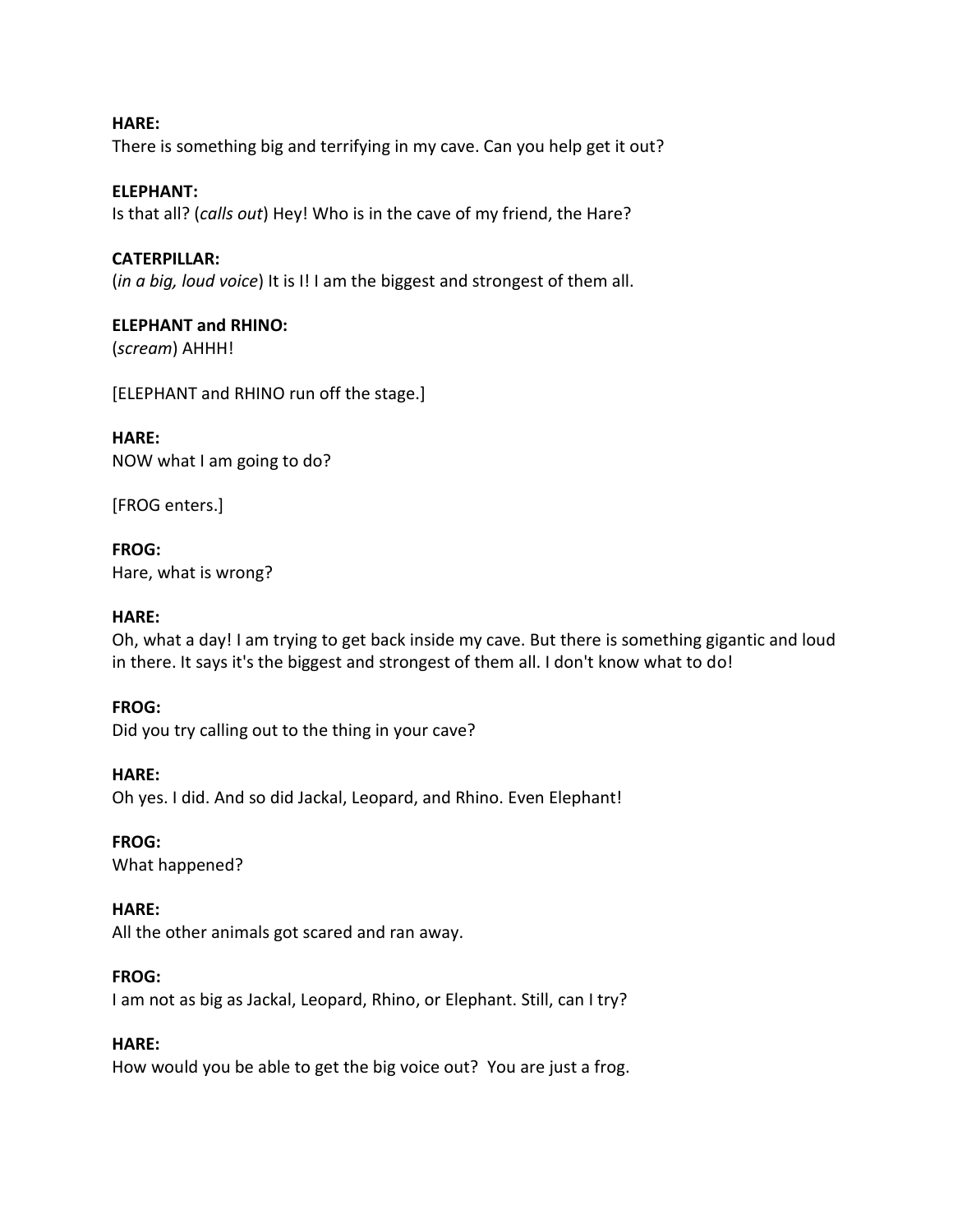**HARE:**
There is something big and terrifying in my cave. Can you help get it out?

**ELEPHANT:**
Is that all? (*calls out*) Hey! Who is in the cave of my friend, the Hare?

**CATERPILLAR:**
(*in a big, loud voice*) It is I! I am the biggest and strongest of them all.

**ELEPHANT and RHINO:**
(*scream*) AHHH!

[ELEPHANT and RHINO run off the stage.]

**HARE:**
NOW what I am going to do?

[FROG enters.]

**FROG:**
Hare, what is wrong?

**HARE:**
Oh, what a day! I am trying to get back inside my cave. But there is something gigantic and loud in there. It says it's the biggest and strongest of them all. I don't know what to do!

**FROG:**
Did you try calling out to the thing in your cave?

**HARE:**
Oh yes. I did. And so did Jackal, Leopard, and Rhino. Even Elephant!

**FROG:**
What happened?

**HARE:**
All the other animals got scared and ran away.

**FROG:**
I am not as big as Jackal, Leopard, Rhino, or Elephant. Still, can I try?

**HARE:**
How would you be able to get the big voice out? You are just a frog.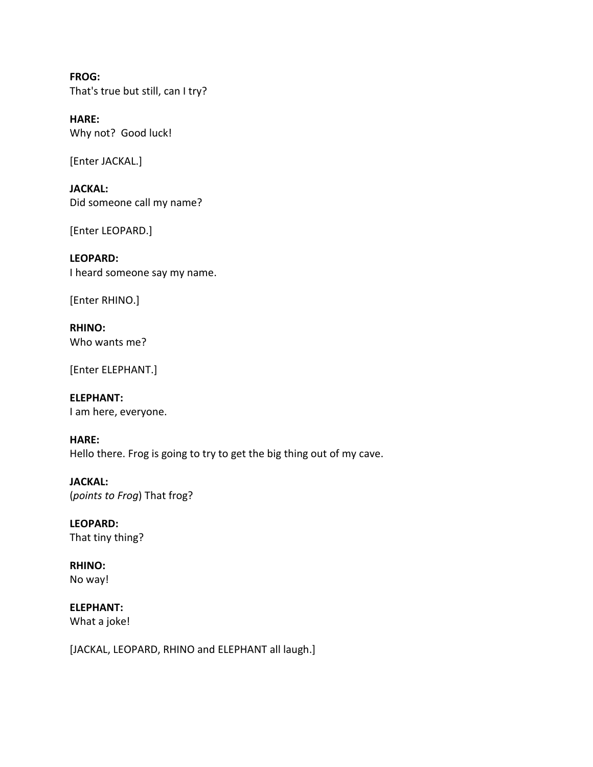**FROG:**
That's true but still, can I try?

**HARE:**
Why not?  Good luck!

[Enter JACKAL.]

**JACKAL:**
Did someone call my name?

[Enter LEOPARD.]

**LEOPARD:**
I heard someone say my name.

[Enter RHINO.]

**RHINO:**
Who wants me?

[Enter ELEPHANT.]

**ELEPHANT:**
I am here, everyone.

**HARE:**
Hello there. Frog is going to try to get the big thing out of my cave.

**JACKAL:**
(*points to Frog*) That frog?

**LEOPARD:**
That tiny thing?

**RHINO:**
No way!

**ELEPHANT:**
What a joke!

[JACKAL, LEOPARD, RHINO and ELEPHANT all laugh.]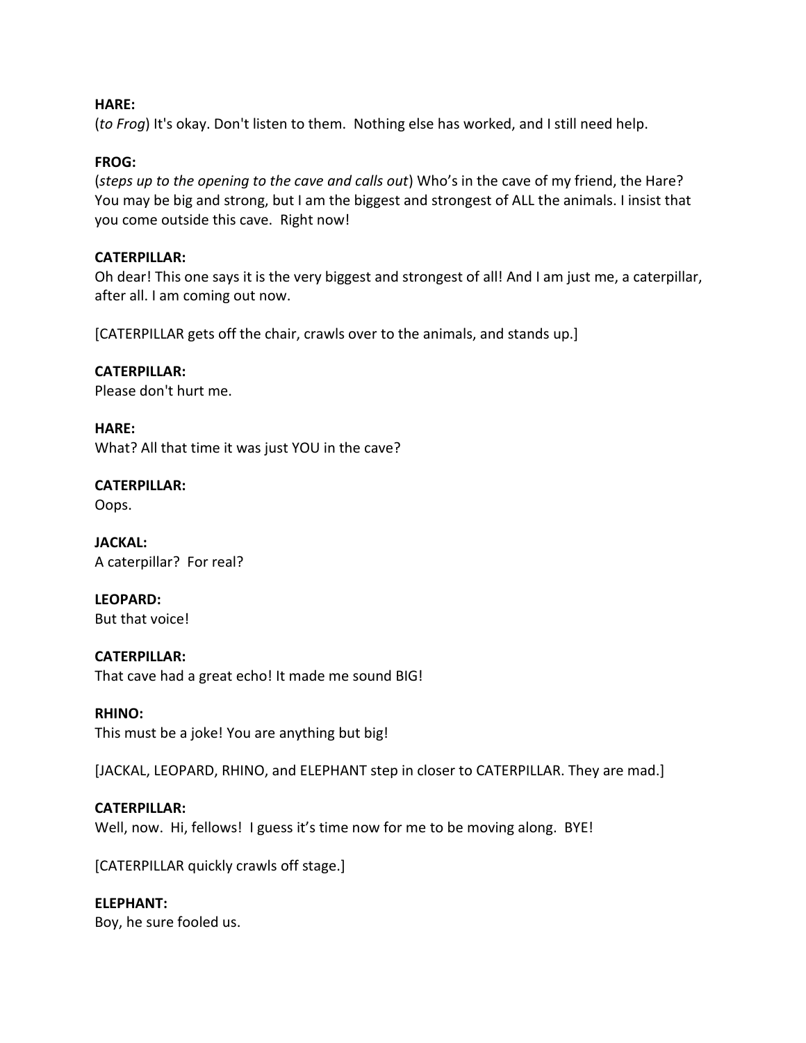**HARE:**
(*to Frog*) It's okay. Don't listen to them. Nothing else has worked, and I still need help.

**FROG:**
(*steps up to the opening to the cave and calls out*) Who's in the cave of my friend, the Hare? You may be big and strong, but I am the biggest and strongest of ALL the animals. I insist that you come outside this cave. Right now!

**CATERPILLAR:**
Oh dear! This one says it is the very biggest and strongest of all! And I am just me, a caterpillar, after all. I am coming out now.

[CATERPILLAR gets off the chair, crawls over to the animals, and stands up.]

**CATERPILLAR:**
Please don't hurt me.

**HARE:**
What? All that time it was just YOU in the cave?

**CATERPILLAR:**
Oops.

**JACKAL:**
A caterpillar? For real?

**LEOPARD:**
But that voice!

**CATERPILLAR:**
That cave had a great echo! It made me sound BIG!

**RHINO:**
This must be a joke! You are anything but big!

[JACKAL, LEOPARD, RHINO, and ELEPHANT step in closer to CATERPILLAR. They are mad.]

**CATERPILLAR:**
Well, now. Hi, fellows! I guess it's time now for me to be moving along. BYE!

[CATERPILLAR quickly crawls off stage.]

**ELEPHANT:**
Boy, he sure fooled us.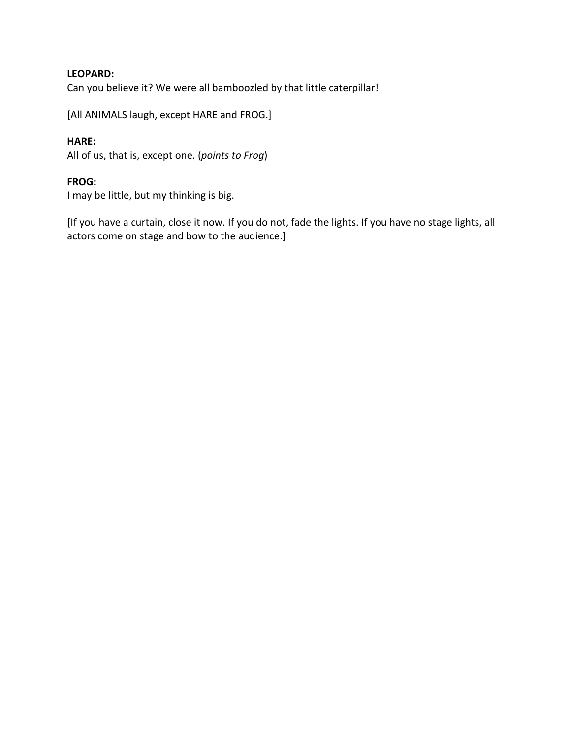**LEOPARD:**
Can you believe it? We were all bamboozled by that little caterpillar!

[All ANIMALS laugh, except HARE and FROG.]

**HARE:**
All of us, that is, except one. (*points to Frog*)

**FROG:**
I may be little, but my thinking is big.

[If you have a curtain, close it now. If you do not, fade the lights. If you have no stage lights, all actors come on stage and bow to the audience.]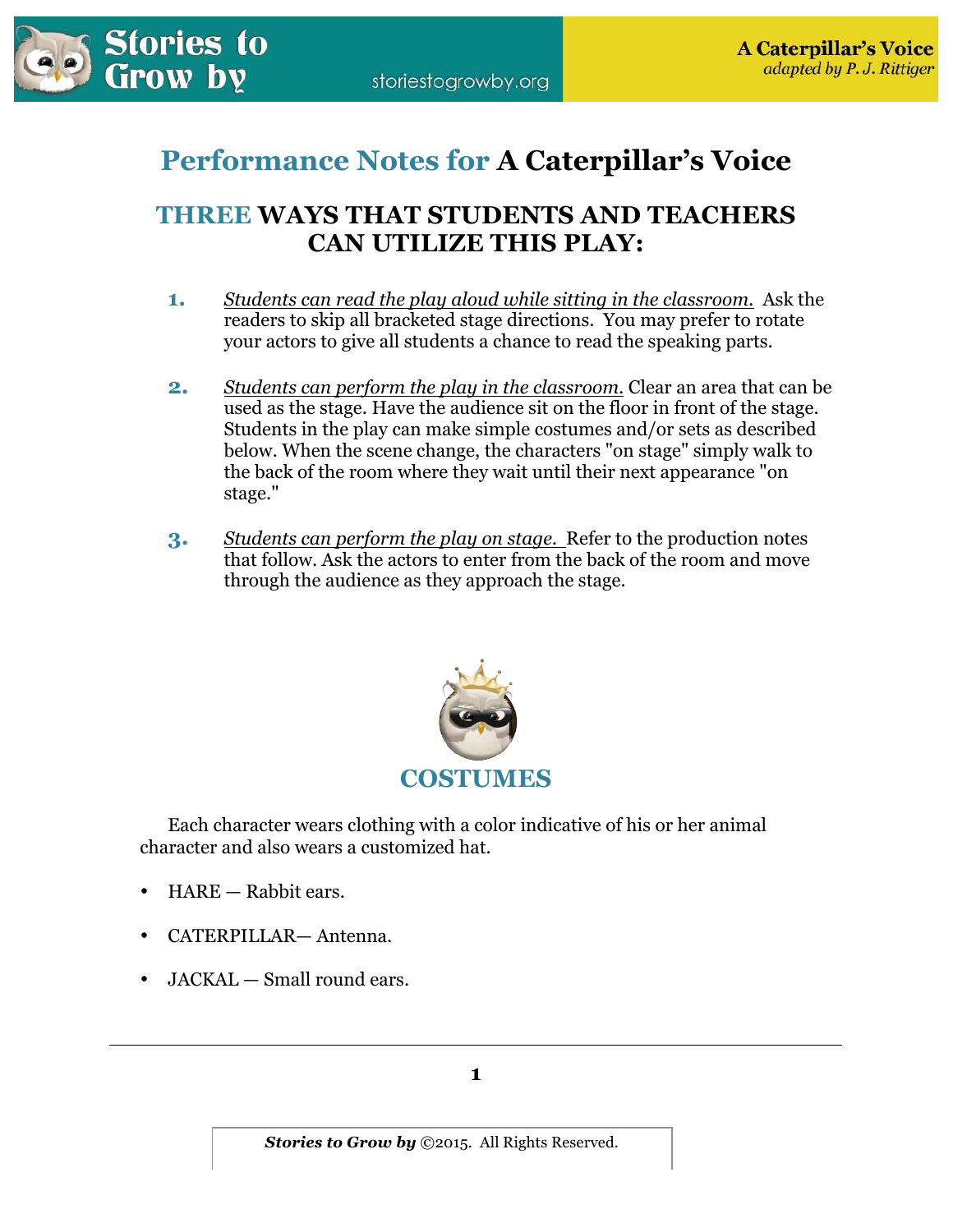# Performance Notes for A Caterpillar's Voice

## THREE WAYS THAT STUDENTS AND TEACHERS CAN UTILIZE THIS PLAY:

1. _Students can read the play aloud while sitting in the classroom._ Ask the readers to skip all bracketed stage directions. You may prefer to rotate your actors to give all students a chance to read the speaking parts.

2. _Students can perform the play in the classroom._ Clear an area that can be used as the stage. Have the audience sit on the floor in front of the stage. Students in the play can make simple costumes and/or sets as described below. When the scene change, the characters "on stage" simply walk to the back of the room where they wait until their next appearance "on stage."

3. _Students can perform the play on stage._ Refer to the production notes that follow. Ask the actors to enter from the back of the room and move through the audience as they approach the stage.

## COSTUMES

Each character wears clothing with a color indicative of his or her animal character and also wears a customized hat.

- HARE — Rabbit ears.
- CATERPILLAR— Antenna.
- JACKAL — Small round ears.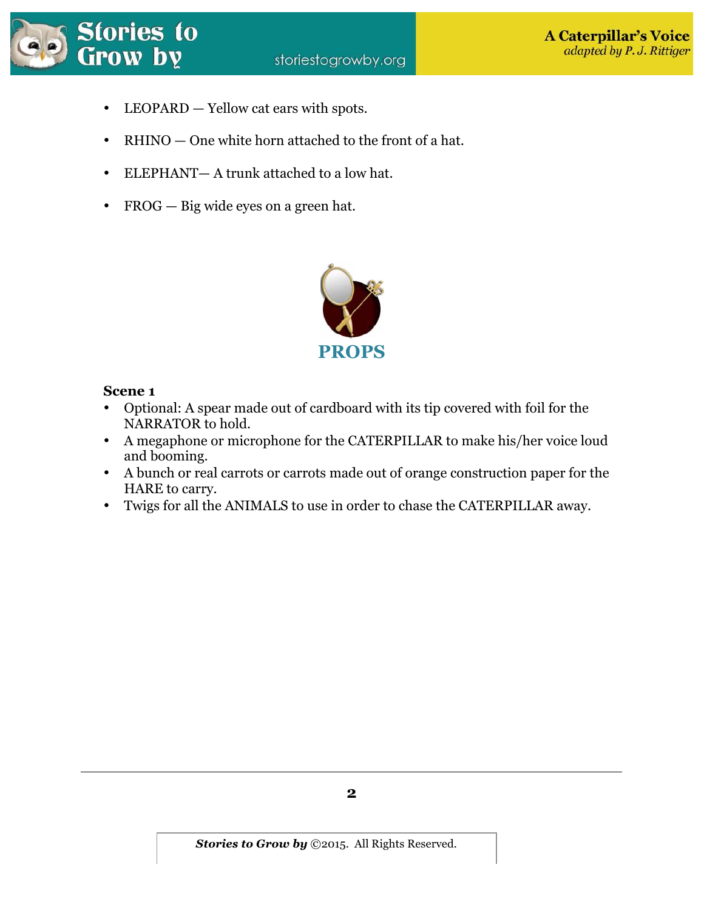- LEOPARD — Yellow cat ears with spots.
- RHINO — One white horn attached to the front of a hat.
- ELEPHANT— A trunk attached to a low hat.
- FROG — Big wide eyes on a green hat.

## PROPS

**Scene 1**

- Optional: A spear made out of cardboard with its tip covered with foil for the NARRATOR to hold.
- A megaphone or microphone for the CATERPILLAR to make his/her voice loud and booming.
- A bunch or real carrots or carrots made out of orange construction paper for the HARE to carry.
- Twigs for all the ANIMALS to use in order to chase the CATERPILLAR away.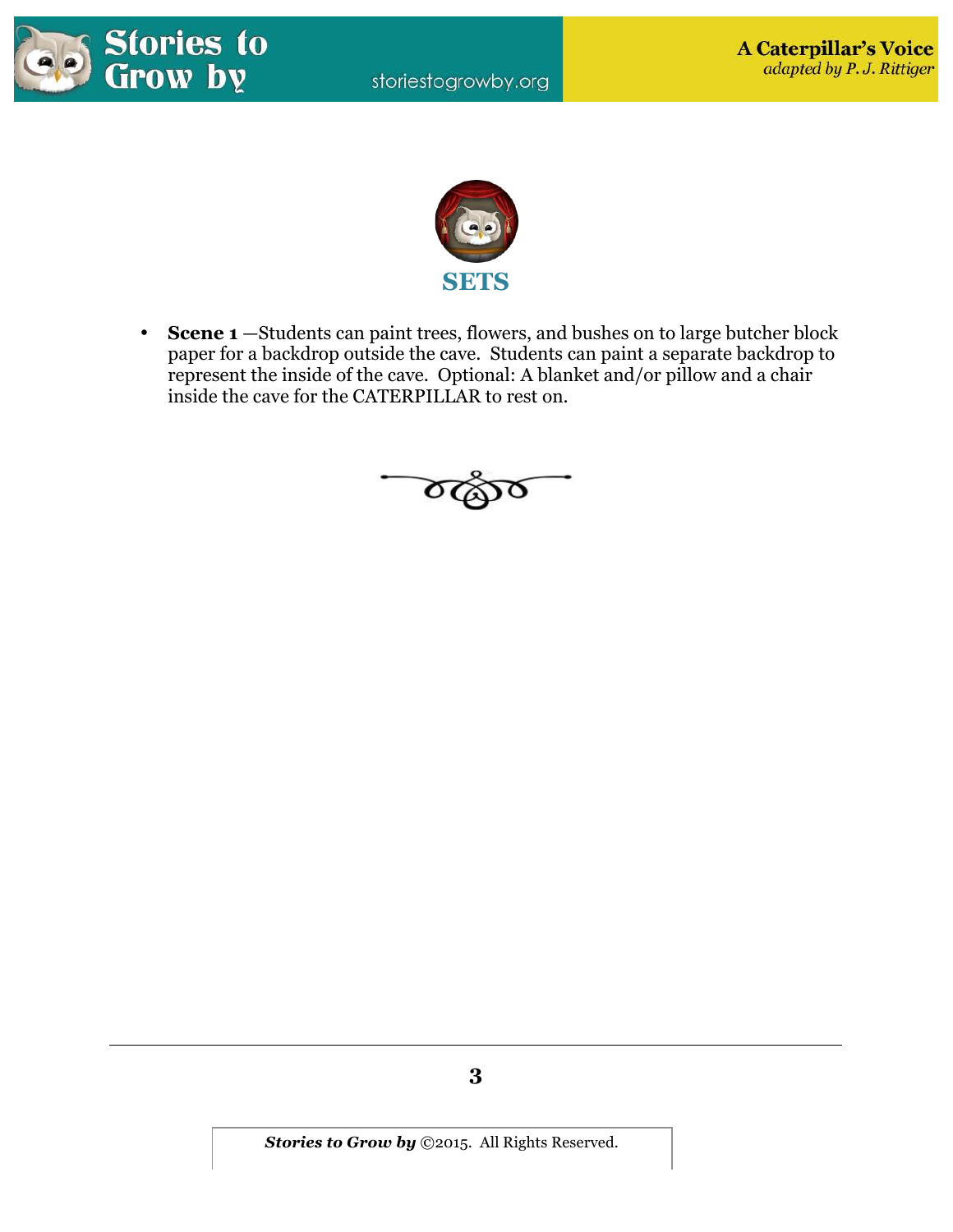## SETS

- **Scene 1** —Students can paint trees, flowers, and bushes on to large butcher block paper for a backdrop outside the cave. Students can paint a separate backdrop to represent the inside of the cave. Optional: A blanket and/or pillow and a chair inside the cave for the CATERPILLAR to rest on.